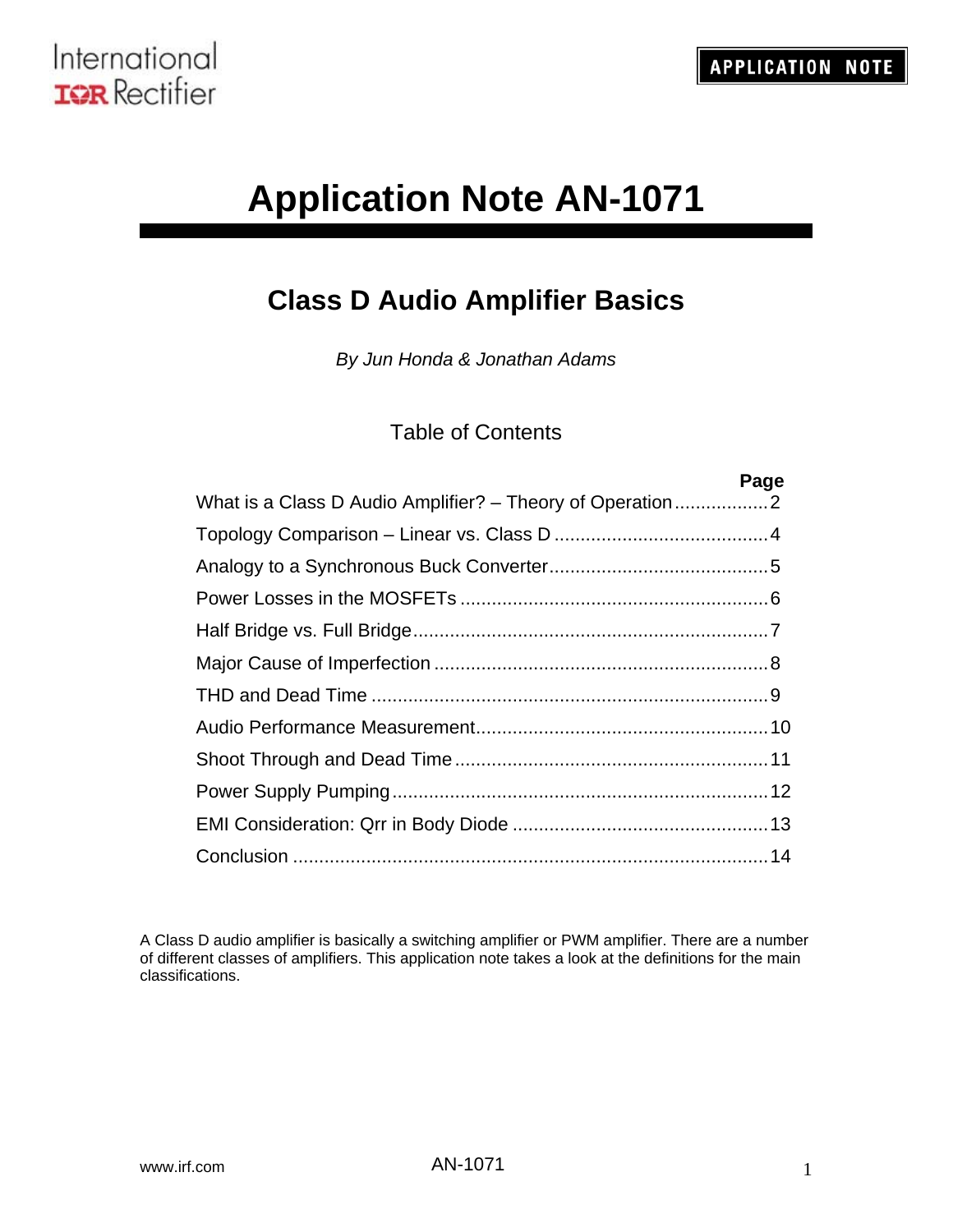# Application Note AN-1071

## Class D Audio Amplifier Basics

*By Jun Honda & Jonathan Adams*

### Table of Contents

| | Page |
|---|---|
| What is a Class D Audio Amplifier? – Theory of Operation | 2 |
| Topology Comparison – Linear vs. Class D | 4 |
| Analogy to a Synchronous Buck Converter | 5 |
| Power Losses in the MOSFETs | 6 |
| Half Bridge vs. Full Bridge | 7 |
| Major Cause of Imperfection | 8 |
| THD and Dead Time | 9 |
| Audio Performance Measurement | 10 |
| Shoot Through and Dead Time | 11 |
| Power Supply Pumping | 12 |
| EMI Consideration: Qrr in Body Diode | 13 |
| Conclusion | 14 |

A Class D audio amplifier is basically a switching amplifier or PWM amplifier. There are a number of different classes of amplifiers. This application note takes a look at the definitions for the main classifications.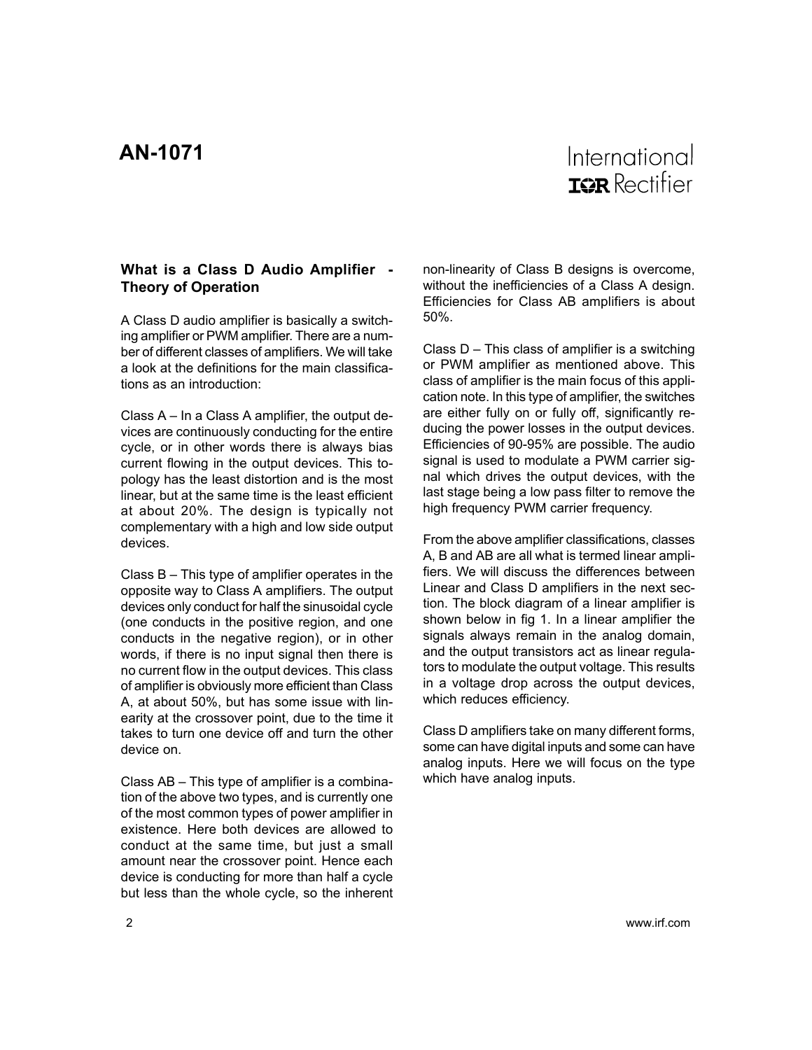## What is a Class D Audio Amplifier - Theory of Operation

A Class D audio amplifier is basically a switching amplifier or PWM amplifier. There are a number of different classes of amplifiers. We will take a look at the definitions for the main classifications as an introduction:

Class A – In a Class A amplifier, the output devices are continuously conducting for the entire cycle, or in other words there is always bias current flowing in the output devices. This topology has the least distortion and is the most linear, but at the same time is the least efficient at about 20%. The design is typically not complementary with a high and low side output devices.

Class B – This type of amplifier operates in the opposite way to Class A amplifiers. The output devices only conduct for half the sinusoidal cycle (one conducts in the positive region, and one conducts in the negative region), or in other words, if there is no input signal then there is no current flow in the output devices. This class of amplifier is obviously more efficient than Class A, at about 50%, but has some issue with linearity at the crossover point, due to the time it takes to turn one device off and turn the other device on.

Class AB – This type of amplifier is a combination of the above two types, and is currently one of the most common types of power amplifier in existence. Here both devices are allowed to conduct at the same time, but just a small amount near the crossover point. Hence each device is conducting for more than half a cycle but less than the whole cycle, so the inherent non-linearity of Class B designs is overcome, without the inefficiencies of a Class A design. Efficiencies for Class AB amplifiers is about 50%.

Class D – This class of amplifier is a switching or PWM amplifier as mentioned above. This class of amplifier is the main focus of this application note. In this type of amplifier, the switches are either fully on or fully off, significantly reducing the power losses in the output devices. Efficiencies of 90-95% are possible. The audio signal is used to modulate a PWM carrier signal which drives the output devices, with the last stage being a low pass filter to remove the high frequency PWM carrier frequency.

From the above amplifier classifications, classes A, B and AB are all what is termed linear amplifiers. We will discuss the differences between Linear and Class D amplifiers in the next section. The block diagram of a linear amplifier is shown below in fig 1. In a linear amplifier the signals always remain in the analog domain, and the output transistors act as linear regulators to modulate the output voltage. This results in a voltage drop across the output devices, which reduces efficiency.

Class D amplifiers take on many different forms, some can have digital inputs and some can have analog inputs. Here we will focus on the type which have analog inputs.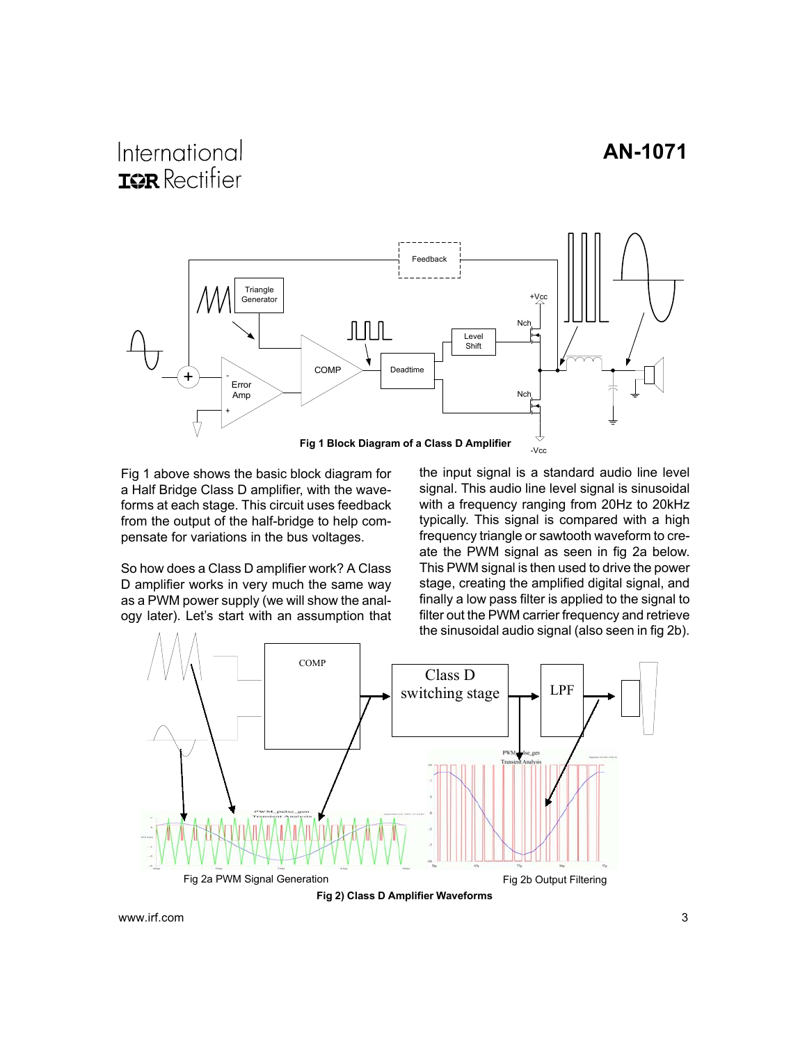Fig 1 Block Diagram of a Class D Amplifier

Fig 1 above shows the basic block diagram for a Half Bridge Class D amplifier, with the waveforms at each stage. This circuit uses feedback from the output of the half-bridge to help compensate for variations in the bus voltages.

So how does a Class D amplifier work? A Class D amplifier works in very much the same way as a PWM power supply (we will show the analogy later). Let's start with an assumption that the input signal is a standard audio line level signal. This audio line level signal is sinusoidal with a frequency ranging from 20Hz to 20kHz typically. This signal is compared with a high frequency triangle or sawtooth waveform to create the PWM signal as seen in fig 2a below. This PWM signal is then used to drive the power stage, creating the amplified digital signal, and finally a low pass filter is applied to the signal to filter out the PWM carrier frequency and retrieve the sinusoidal audio signal (also seen in fig 2b).

Fig 2a PWM Signal Generation

Fig 2b Output Filtering

**Fig 2) Class D Amplifier Waveforms**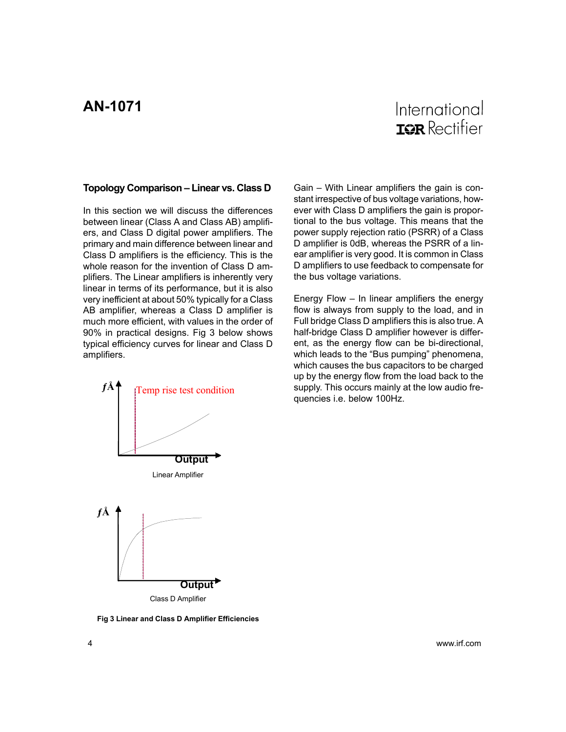## Topology Comparison – Linear vs. Class D

In this section we will discuss the differences between linear (Class A and Class AB) amplifiers, and Class D digital power amplifiers. The primary and main difference between linear and Class D amplifiers is the efficiency. This is the whole reason for the invention of Class D amplifiers. The Linear amplifiers is inherently very linear in terms of its performance, but it is also very inefficient at about 50% typically for a Class AB amplifier, whereas a Class D amplifier is much more efficient, with values in the order of 90% in practical designs. Fig 3 below shows typical efficiency curves for linear and Class D amplifiers.

*f*Å

Temp rise test condition

Output

Linear Amplifier

*f*Å

Output

Class D Amplifier

**Fig 3 Linear and Class D Amplifier Efficiencies**

Gain – With Linear amplifiers the gain is constant irrespective of bus voltage variations, however with Class D amplifiers the gain is proportional to the bus voltage. This means that the power supply rejection ratio (PSRR) of a Class D amplifier is 0dB, whereas the PSRR of a linear amplifier is very good. It is common in Class D amplifiers to use feedback to compensate for the bus voltage variations.

Energy Flow – In linear amplifiers the energy flow is always from supply to the load, and in Full bridge Class D amplifiers this is also true. A half-bridge Class D amplifier however is different, as the energy flow can be bi-directional, which leads to the "Bus pumping" phenomena, which causes the bus capacitors to be charged up by the energy flow from the load back to the supply. This occurs mainly at the low audio frequencies i.e. below 100Hz.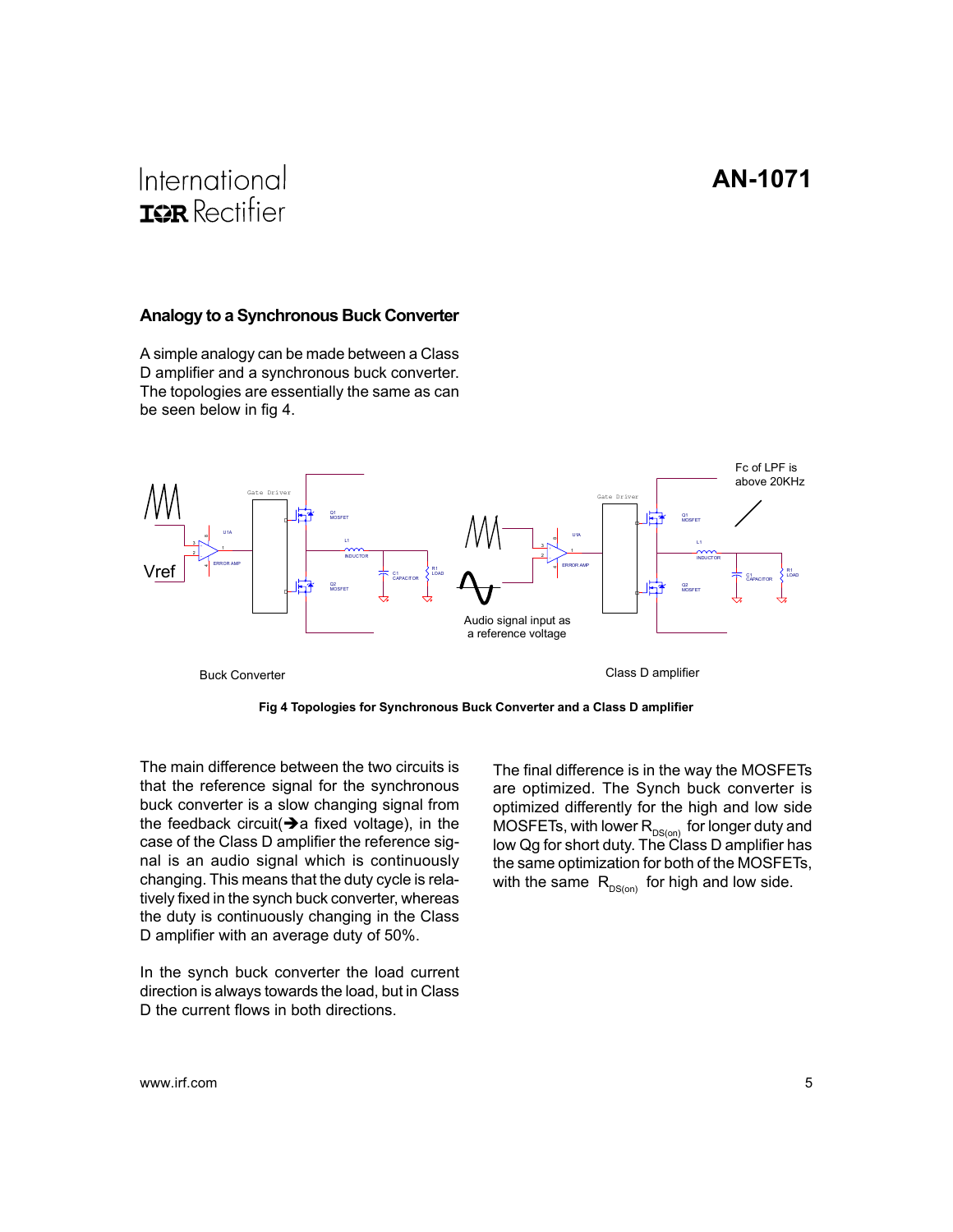## Analogy to a Synchronous Buck Converter

A simple analogy can be made between a Class D amplifier and a synchronous buck converter. The topologies are essentially the same as can be seen below in fig 4.

**Fig 4 Topologies for Synchronous Buck Converter and a Class D amplifier**

The main difference between the two circuits is that the reference signal for the synchronous buck converter is a slow changing signal from the feedback circuit(➔a fixed voltage), in the case of the Class D amplifier the reference signal is an audio signal which is continuously changing. This means that the duty cycle is relatively fixed in the synch buck converter, whereas the duty is continuously changing in the Class D amplifier with an average duty of 50%.

In the synch buck converter the load current direction is always towards the load, but in Class D the current flows in both directions.

The final difference is in the way the MOSFETs are optimized. The Synch buck converter is optimized differently for the high and low side MOSFETs, with lower $R_{DS(on)}$ for longer duty and low Qg for short duty. The Class D amplifier has the same optimization for both of the MOSFETs, with the same $R_{DS(on)}$ for high and low side.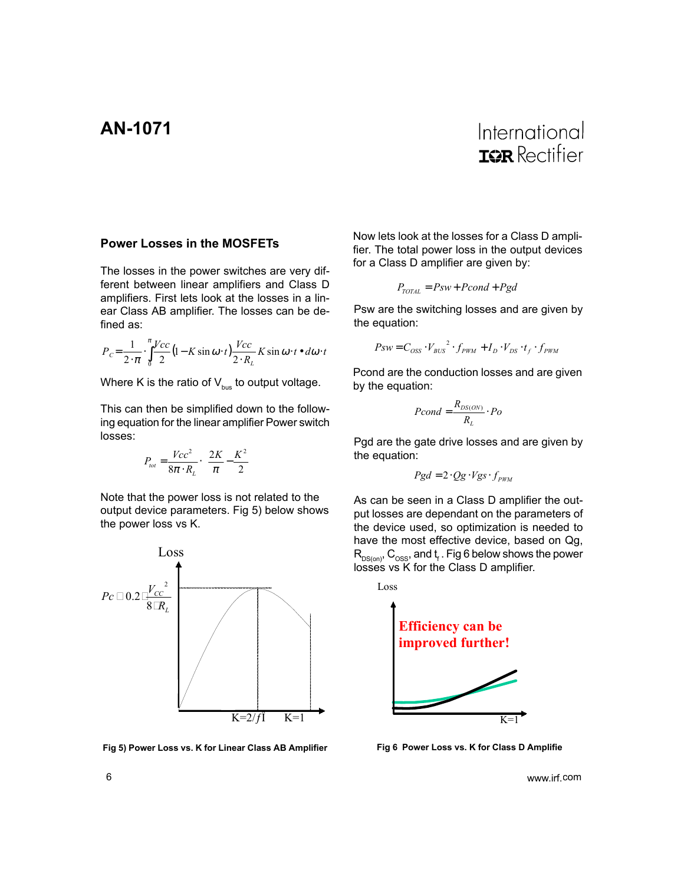## Power Losses in the MOSFETs

The losses in the power switches are very different between linear amplifiers and Class D amplifiers. First lets look at the losses in a linear Class AB amplifier. The losses can be defined as:

$$P_C = \frac{1}{2\cdot\pi}\cdot\int_0^{\pi}\frac{Vcc}{2}(1 - K\sin\omega\cdot t)\frac{Vcc}{2\cdot R_L}K\sin\omega\cdot t \bullet d\omega\cdot t$$

Where K is the ratio of $V_{bus}$ to output voltage.

This can then be simplified down to the following equation for the linear amplifier Power switch losses:

$$P_{tot} = \frac{Vcc^2}{8\pi\cdot R_L}\cdot\left(\frac{2K}{\pi} - \frac{K^2}{2}\right)$$

Note that the power loss is not related to the output device parameters. Fig 5) below shows the power loss vs K.

Fig 5) Power Loss vs. K for Linear Class AB Amplifier

Now lets look at the losses for a Class D amplifier. The total power loss in the output devices for a Class D amplifier are given by:

$$P_{TOTAL} = Psw + Pcond + Pgd$$

Psw are the switching losses and are given by the equation:

$$Psw = C_{OSS}\cdot V_{BUS}{}^2\cdot f_{PWM} + I_D\cdot V_{DS}\cdot t_f\cdot f_{PWM}$$

Pcond are the conduction losses and are given by the equation:

$$Pcond = \frac{R_{DS(ON)}}{R_L}\cdot Po$$

Pgd are the gate drive losses and are given by the equation:

$$Pgd = 2\cdot Qg\cdot Vgs\cdot f_{PWM}$$

As can be seen in a Class D amplifier the output losses are dependant on the parameters of the device used, so optimization is needed to have the most effective device, based on Qg, $R_{DS(on)}$, $C_{OSS}$, and $t_f$. Fig 6 below shows the power losses vs K for the Class D amplifier.

Fig 6 Power Loss vs. K for Class D Amplifie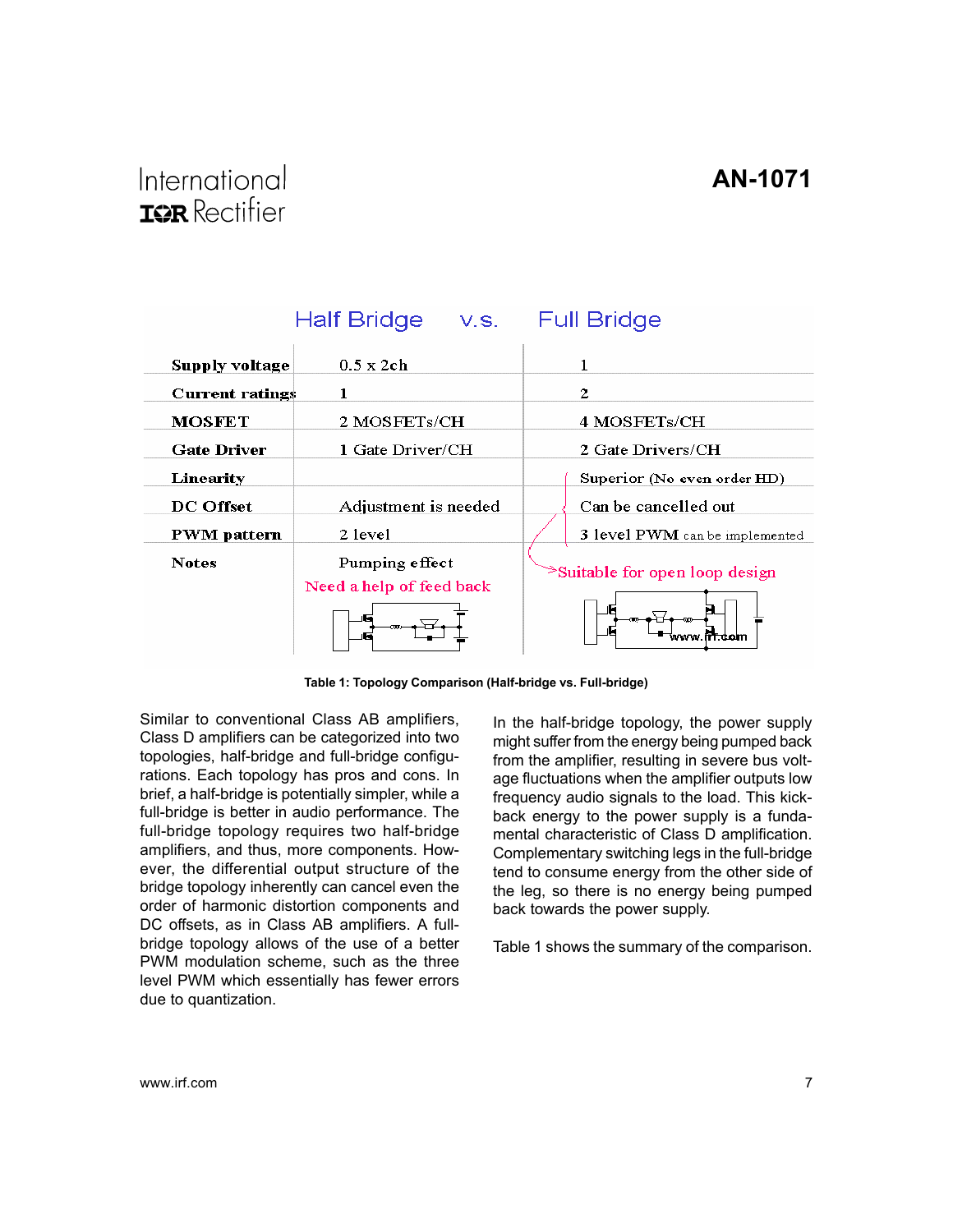| | Half Bridge | Full Bridge |
|---|---|---|
| **Supply voltage** | 0.5 x 2ch | 1 |
| **Current ratings** | 1 | 2 |
| **MOSFET** | 2 MOSFETs/CH | 4 MOSFETs/CH |
| **Gate Driver** | 1 Gate Driver/CH | 2 Gate Drivers/CH |
| **Linearity** | | Superior (No even order HD) |
| **DC Offset** | Adjustment is needed | Can be cancelled out |
| **PWM pattern** | 2 level | 3 level PWM can be implemented |
| **Notes** | Pumping effect<br>Need a help of feed back | Suitable for open loop design |

Table 1: Topology Comparison (Half-bridge vs. Full-bridge)

Similar to conventional Class AB amplifiers, Class D amplifiers can be categorized into two topologies, half-bridge and full-bridge configurations. Each topology has pros and cons. In brief, a half-bridge is potentially simpler, while a full-bridge is better in audio performance. The full-bridge topology requires two half-bridge amplifiers, and thus, more components. However, the differential output structure of the bridge topology inherently can cancel even the order of harmonic distortion components and DC offsets, as in Class AB amplifiers. A full-bridge topology allows of the use of a better PWM modulation scheme, such as the three level PWM which essentially has fewer errors due to quantization.

In the half-bridge topology, the power supply might suffer from the energy being pumped back from the amplifier, resulting in severe bus voltage fluctuations when the amplifier outputs low frequency audio signals to the load. This kick-back energy to the power supply is a fundamental characteristic of Class D amplification. Complementary switching legs in the full-bridge tend to consume energy from the other side of the leg, so there is no energy being pumped back towards the power supply.

Table 1 shows the summary of the comparison.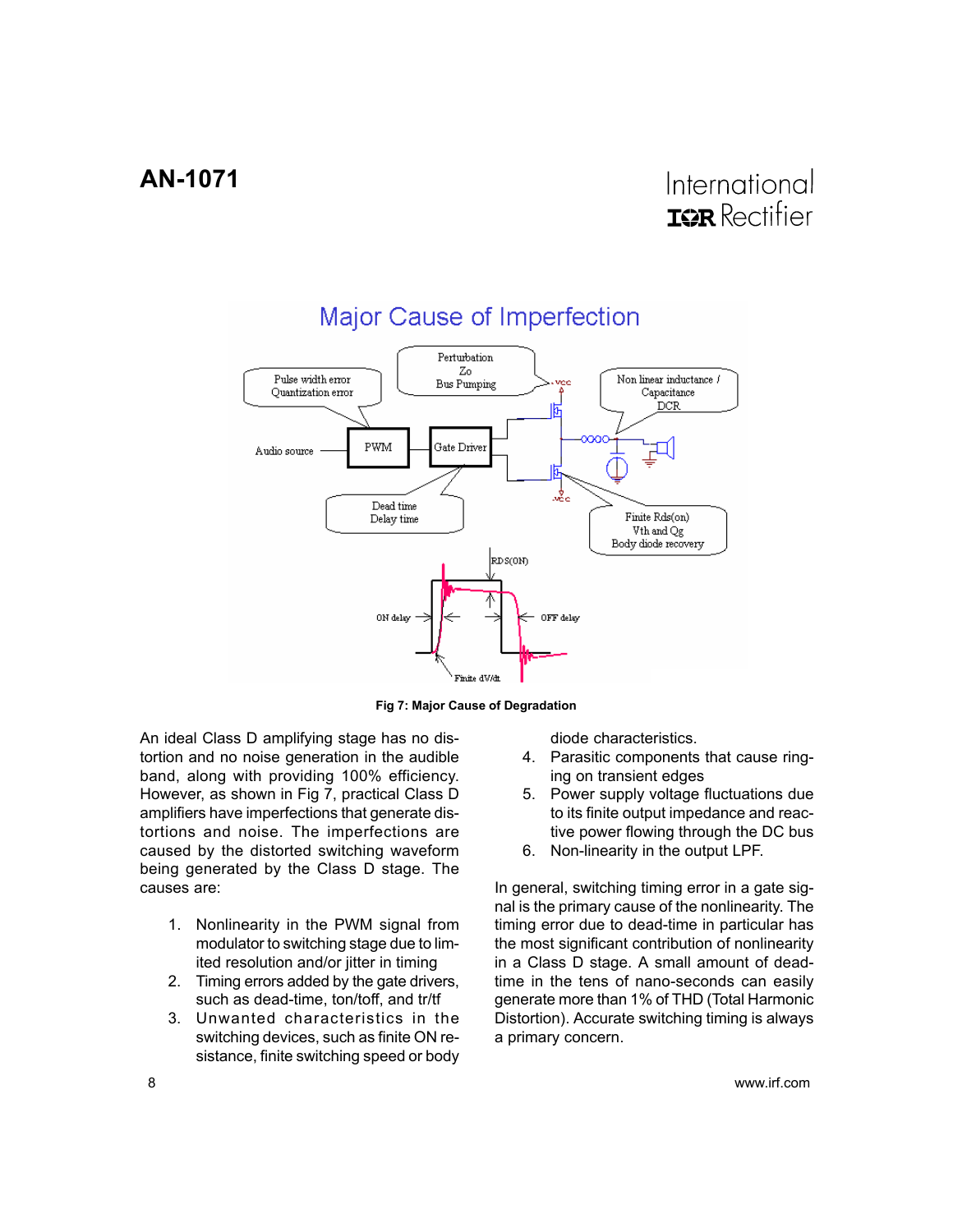Fig 7: Major Cause of Degradation

An ideal Class D amplifying stage has no distortion and no noise generation in the audible band, along with providing 100% efficiency. However, as shown in Fig 7, practical Class D amplifiers have imperfections that generate distortions and noise. The imperfections are caused by the distorted switching waveform being generated by the Class D stage. The causes are:

1. Nonlinearity in the PWM signal from modulator to switching stage due to limited resolution and/or jitter in timing
2. Timing errors added by the gate drivers, such as dead-time, ton/toff, and tr/tf
3. Unwanted characteristics in the switching devices, such as finite ON resistance, finite switching speed or body diode characteristics.
4. Parasitic components that cause ringing on transient edges
5. Power supply voltage fluctuations due to its finite output impedance and reactive power flowing through the DC bus
6. Non-linearity in the output LPF.

In general, switching timing error in a gate signal is the primary cause of the nonlinearity. The timing error due to dead-time in particular has the most significant contribution of nonlinearity in a Class D stage. A small amount of dead-time in the tens of nano-seconds can easily generate more than 1% of THD (Total Harmonic Distortion). Accurate switching timing is always a primary concern.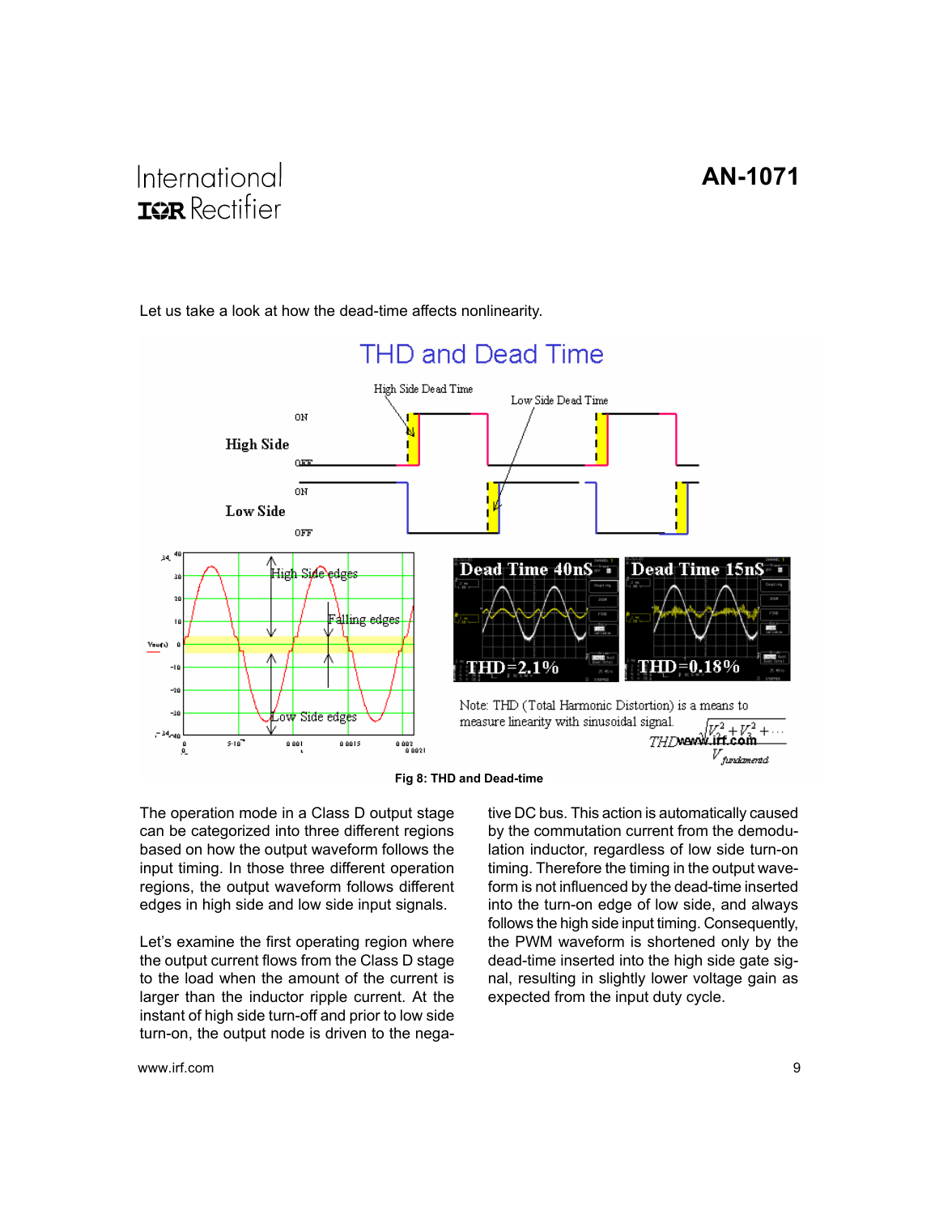Let us take a look at how the dead-time affects nonlinearity.

Fig 8: THD and Dead-time

The operation mode in a Class D output stage can be categorized into three different regions based on how the output waveform follows the input timing. In those three different operation regions, the output waveform follows different edges in high side and low side input signals.

Let's examine the first operating region where the output current flows from the Class D stage to the load when the amount of the current is larger than the inductor ripple current. At the instant of high side turn-off and prior to low side turn-on, the output node is driven to the negative DC bus. This action is automatically caused by the commutation current from the demodulation inductor, regardless of low side turn-on timing. Therefore the timing in the output waveform is not influenced by the dead-time inserted into the turn-on edge of low side, and always follows the high side input timing. Consequently, the PWM waveform is shortened only by the dead-time inserted into the high side gate signal, resulting in slightly lower voltage gain as expected from the input duty cycle.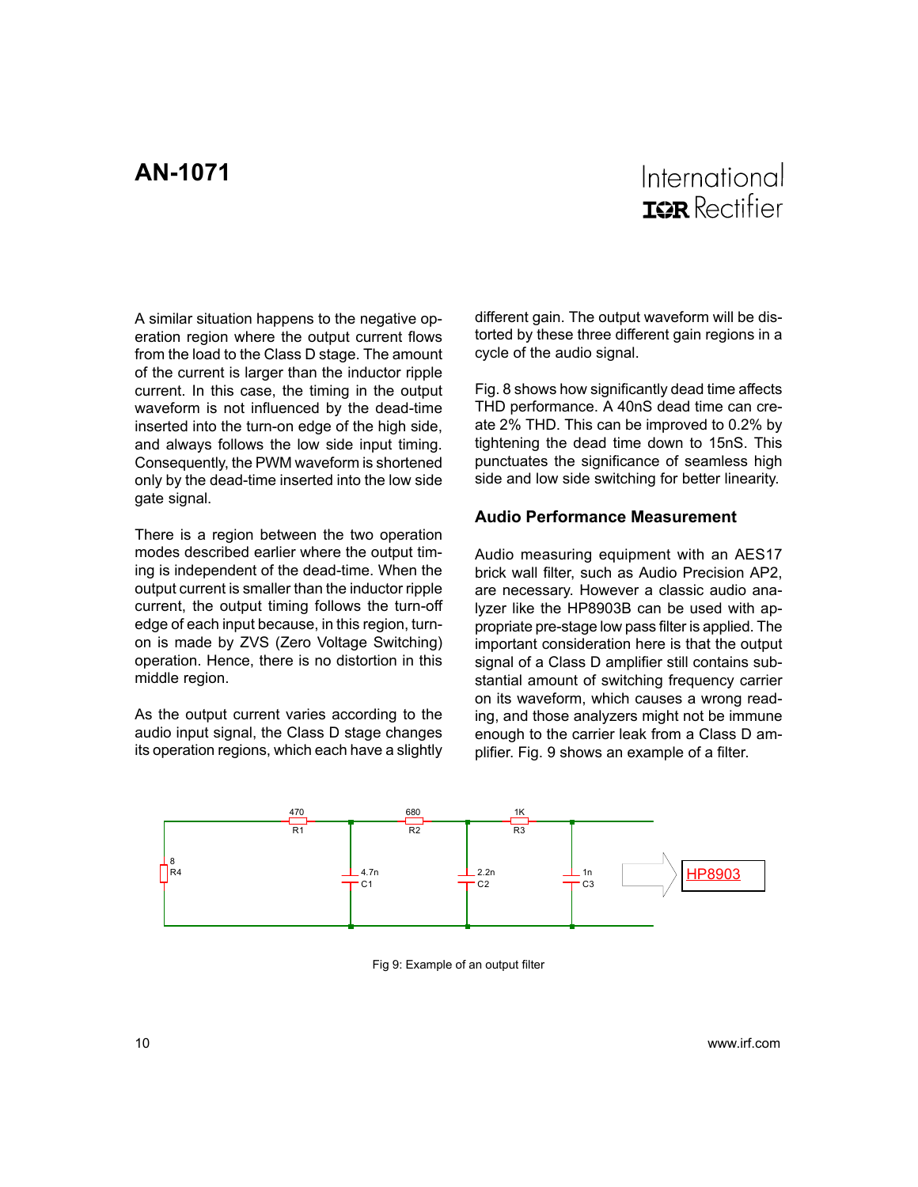A similar situation happens to the negative operation region where the output current flows from the load to the Class D stage. The amount of the current is larger than the inductor ripple current. In this case, the timing in the output waveform is not influenced by the dead-time inserted into the turn-on edge of the high side, and always follows the low side input timing. Consequently, the PWM waveform is shortened only by the dead-time inserted into the low side gate signal.

There is a region between the two operation modes described earlier where the output timing is independent of the dead-time. When the output current is smaller than the inductor ripple current, the output timing follows the turn-off edge of each input because, in this region, turn-on is made by ZVS (Zero Voltage Switching) operation. Hence, there is no distortion in this middle region.

As the output current varies according to the audio input signal, the Class D stage changes its operation regions, which each have a slightly different gain. The output waveform will be distorted by these three different gain regions in a cycle of the audio signal.

Fig. 8 shows how significantly dead time affects THD performance. A 40nS dead time can create 2% THD. This can be improved to 0.2% by tightening the dead time down to 15nS. This punctuates the significance of seamless high side and low side switching for better linearity.

## Audio Performance Measurement

Audio measuring equipment with an AES17 brick wall filter, such as Audio Precision AP2, are necessary. However a classic audio analyzer like the HP8903B can be used with appropriate pre-stage low pass filter is applied. The important consideration here is that the output signal of a Class D amplifier still contains substantial amount of switching frequency carrier on its waveform, which causes a wrong reading, and those analyzers might not be immune enough to the carrier leak from a Class D amplifier. Fig. 9 shows an example of a filter.

Fig 9: Example of an output filter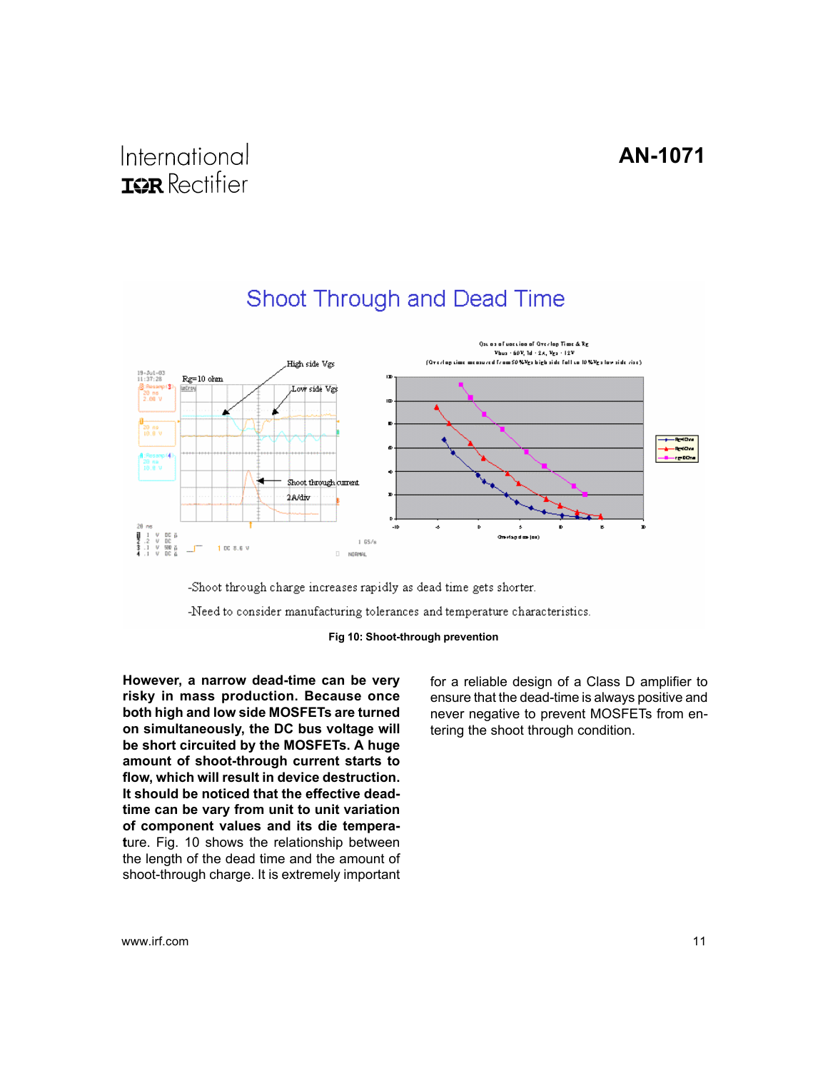## Shoot Through and Dead Time

-Shoot through charge increases rapidly as dead time gets shorter.

-Need to consider manufacturing tolerances and temperature characteristics.

**Fig 10: Shoot-through prevention**

**However, a narrow dead-time can be very risky in mass production. Because once both high and low side MOSFETs are turned on simultaneously, the DC bus voltage will be short circuited by the MOSFETs. A huge amount of shoot-through current starts to flow, which will result in device destruction. It should be noticed that the effective dead-time can be vary from unit to unit variation of component values and its die temperature.** Fig. 10 shows the relationship between the length of the dead time and the amount of shoot-through charge. It is extremely important for a reliable design of a Class D amplifier to ensure that the dead-time is always positive and never negative to prevent MOSFETs from entering the shoot through condition.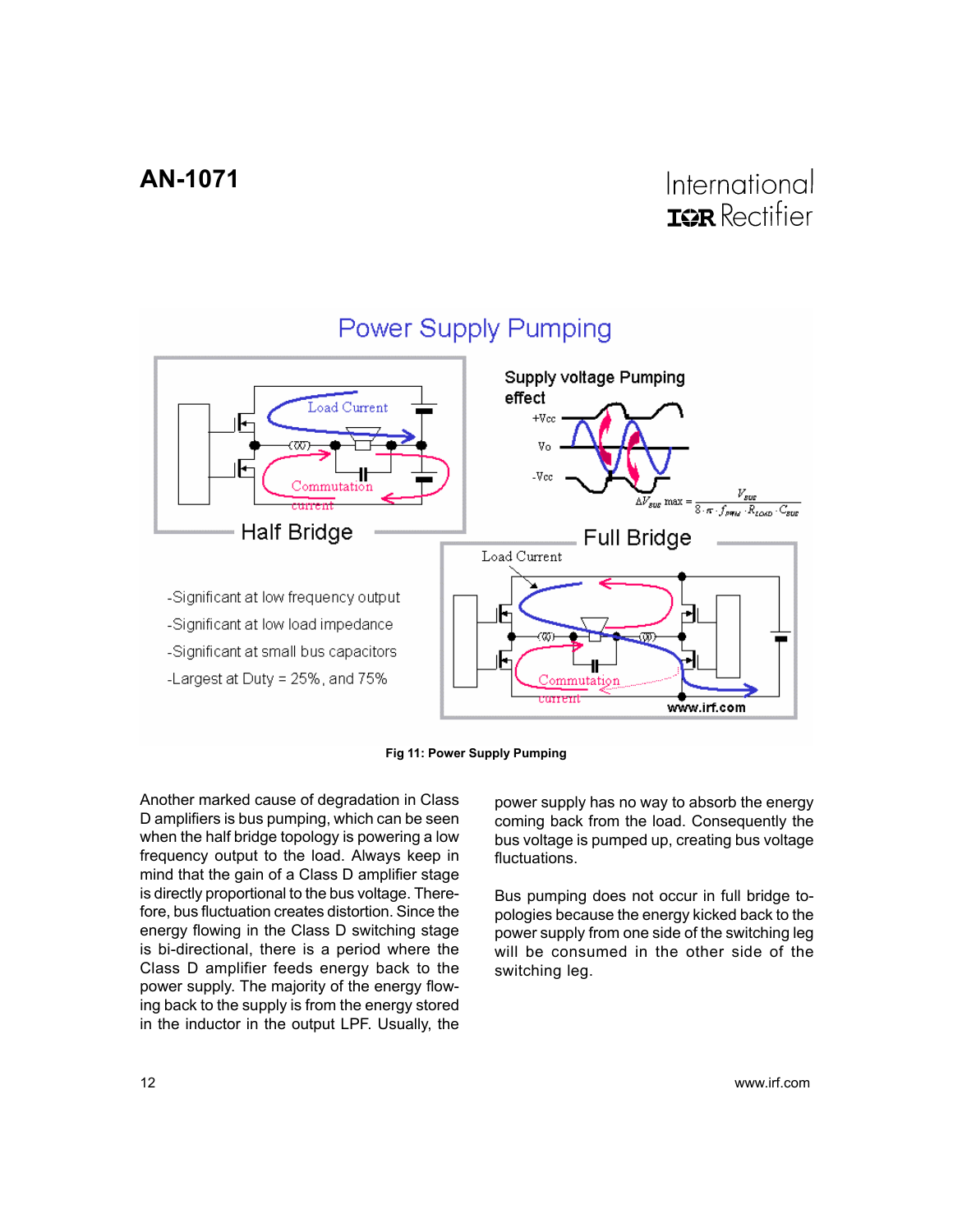Fig 11: Power Supply Pumping

Another marked cause of degradation in Class D amplifiers is bus pumping, which can be seen when the half bridge topology is powering a low frequency output to the load. Always keep in mind that the gain of a Class D amplifier stage is directly proportional to the bus voltage. Therefore, bus fluctuation creates distortion. Since the energy flowing in the Class D switching stage is bi-directional, there is a period where the Class D amplifier feeds energy back to the power supply. The majority of the energy flowing back to the supply is from the energy stored in the inductor in the output LPF. Usually, the power supply has no way to absorb the energy coming back from the load. Consequently the bus voltage is pumped up, creating bus voltage fluctuations.

Bus pumping does not occur in full bridge topologies because the energy kicked back to the power supply from one side of the switching leg will be consumed in the other side of the switching leg.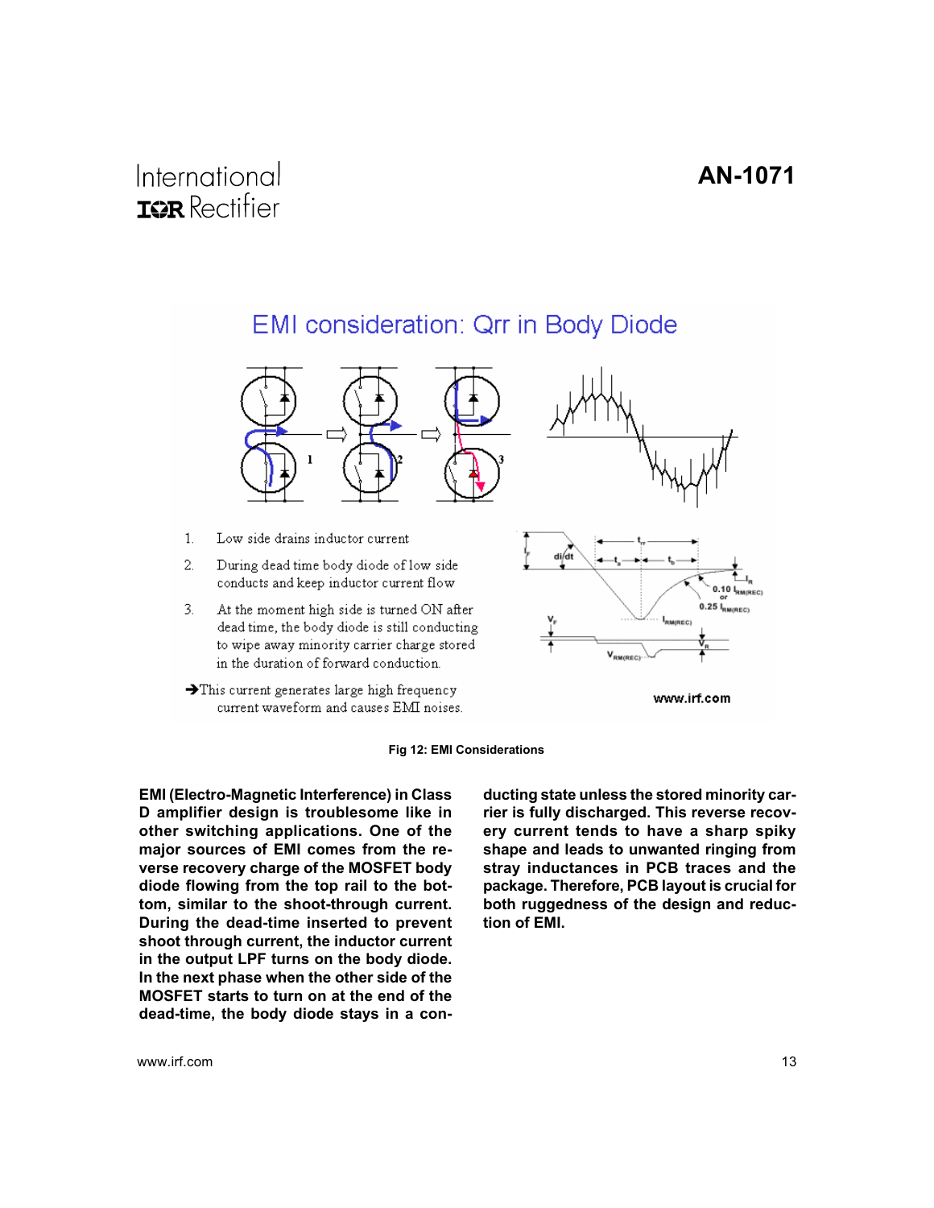EMI consideration: Qrr in Body Diode

1. Low side drains inductor current
2. During dead time body diode of low side conducts and keep inductor current flow
3. At the moment high side is turned ON after dead time, the body diode is still conducting to wipe away minority carrier charge stored in the duration of forward conduction.

➔This current generates large high frequency current waveform and causes EMI noises.

Fig 12: EMI Considerations

**EMI (Electro-Magnetic Interference) in Class D amplifier design is troublesome like in other switching applications. One of the major sources of EMI comes from the reverse recovery charge of the MOSFET body diode flowing from the top rail to the bottom, similar to the shoot-through current. During the dead-time inserted to prevent shoot through current, the inductor current in the output LPF turns on the body diode. In the next phase when the other side of the MOSFET starts to turn on at the end of the dead-time, the body diode stays in a conducting state unless the stored minority carrier is fully discharged. This reverse recovery current tends to have a sharp spiky shape and leads to unwanted ringing from stray inductances in PCB traces and the package. Therefore, PCB layout is crucial for both ruggedness of the design and reduction of EMI.**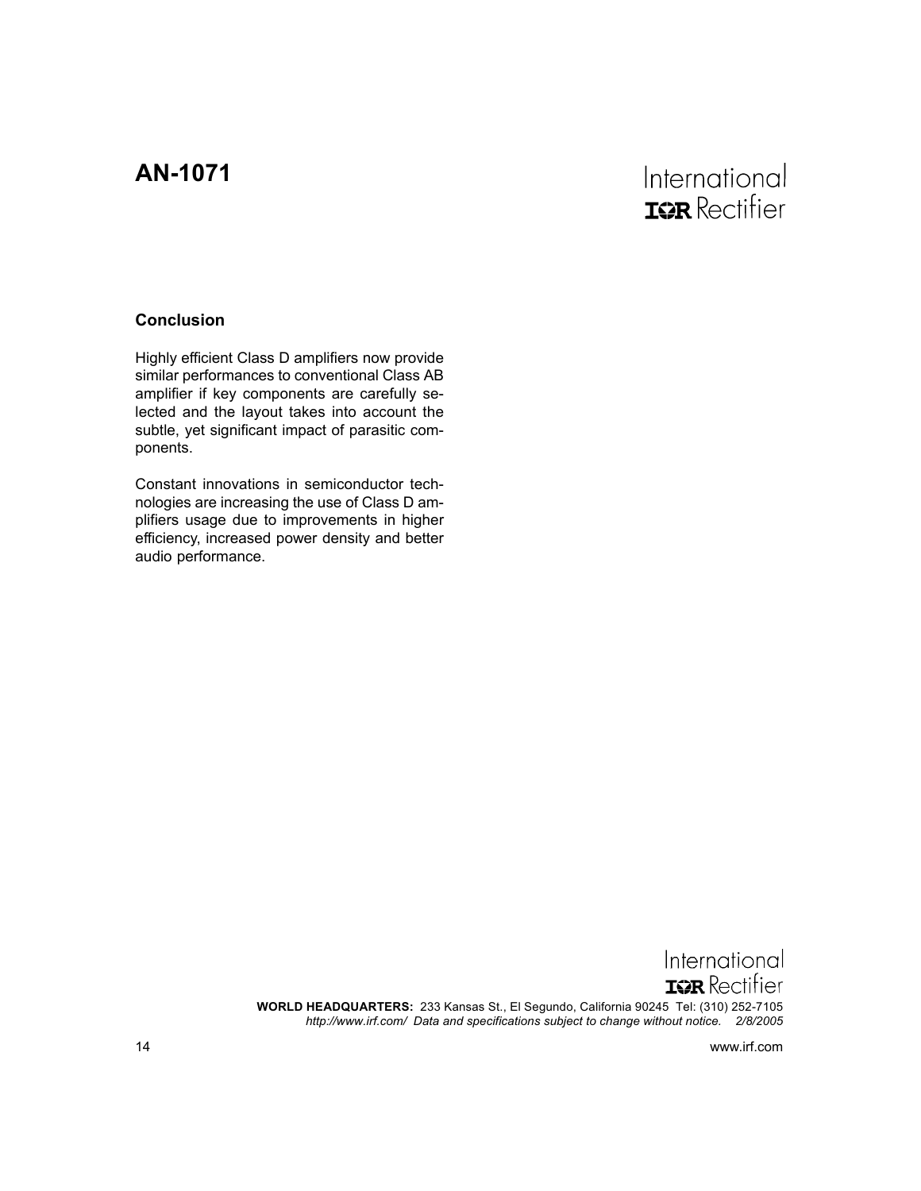## Conclusion

Highly efficient Class D amplifiers now provide similar performances to conventional Class AB amplifier if key components are carefully selected and the layout takes into account the subtle, yet significant impact of parasitic components.

Constant innovations in semiconductor technologies are increasing the use of Class D amplifiers usage due to improvements in higher efficiency, increased power density and better audio performance.

International IOR Rectifier

**WORLD HEADQUARTERS:** 233 Kansas St., El Segundo, California 90245 Tel: (310) 252-7105
*http://www.irf.com/ Data and specifications subject to change without notice. 2/8/2005*